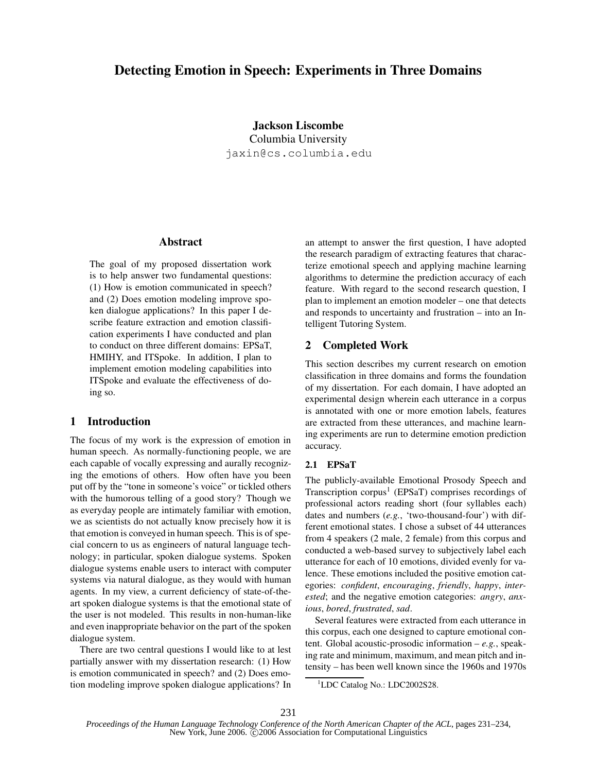# Detecting Emotion in Speech: Experiments in Three Domains

**Jackson Liscombe**
Columbia University
jaxin@cs.columbia.edu

## Abstract

The goal of my proposed dissertation work is to help answer two fundamental questions: (1) How is emotion communicated in speech? and (2) Does emotion modeling improve spoken dialogue applications? In this paper I describe feature extraction and emotion classification experiments I have conducted and plan to conduct on three different domains: EPSaT, HMIHY, and ITSpoke. In addition, I plan to implement emotion modeling capabilities into ITSpoke and evaluate the effectiveness of doing so.

## 1 Introduction

The focus of my work is the expression of emotion in human speech. As normally-functioning people, we are each capable of vocally expressing and aurally recognizing the emotions of others. How often have you been put off by the "tone in someone's voice" or tickled others with the humorous telling of a good story? Though we as everyday people are intimately familiar with emotion, we as scientists do not actually know precisely how it is that emotion is conveyed in human speech. This is of special concern to us as engineers of natural language technology; in particular, spoken dialogue systems. Spoken dialogue systems enable users to interact with computer systems via natural dialogue, as they would with human agents. In my view, a current deficiency of state-of-the-art spoken dialogue systems is that the emotional state of the user is not modeled. This results in non-human-like and even inappropriate behavior on the part of the spoken dialogue system.

There are two central questions I would like to at lest partially answer with my dissertation research: (1) How is emotion communicated in speech? and (2) Does emotion modeling improve spoken dialogue applications? In an attempt to answer the first question, I have adopted the research paradigm of extracting features that characterize emotional speech and applying machine learning algorithms to determine the prediction accuracy of each feature. With regard to the second research question, I plan to implement an emotion modeler – one that detects and responds to uncertainty and frustration – into an Intelligent Tutoring System.

## 2 Completed Work

This section describes my current research on emotion classification in three domains and forms the foundation of my dissertation. For each domain, I have adopted an experimental design wherein each utterance in a corpus is annotated with one or more emotion labels, features are extracted from these utterances, and machine learning experiments are run to determine emotion prediction accuracy.

### 2.1 EPSaT

The publicly-available Emotional Prosody Speech and Transcription corpus[1] (EPSaT) comprises recordings of professional actors reading short (four syllables each) dates and numbers (*e.g.*, 'two-thousand-four') with different emotional states. I chose a subset of 44 utterances from 4 speakers (2 male, 2 female) from this corpus and conducted a web-based survey to subjectively label each utterance for each of 10 emotions, divided evenly for valence. These emotions included the positive emotion categories: *confident*, *encouraging*, *friendly*, *happy*, *interested*; and the negative emotion categories: *angry*, *anxious*, *bored*, *frustrated*, *sad*.

Several features were extracted from each utterance in this corpus, each one designed to capture emotional content. Global acoustic-prosodic information – *e.g.*, speaking rate and minimum, maximum, and mean pitch and intensity – has been well known since the 1960s and 1970s

[1] LDC Catalog No.: LDC2002S28.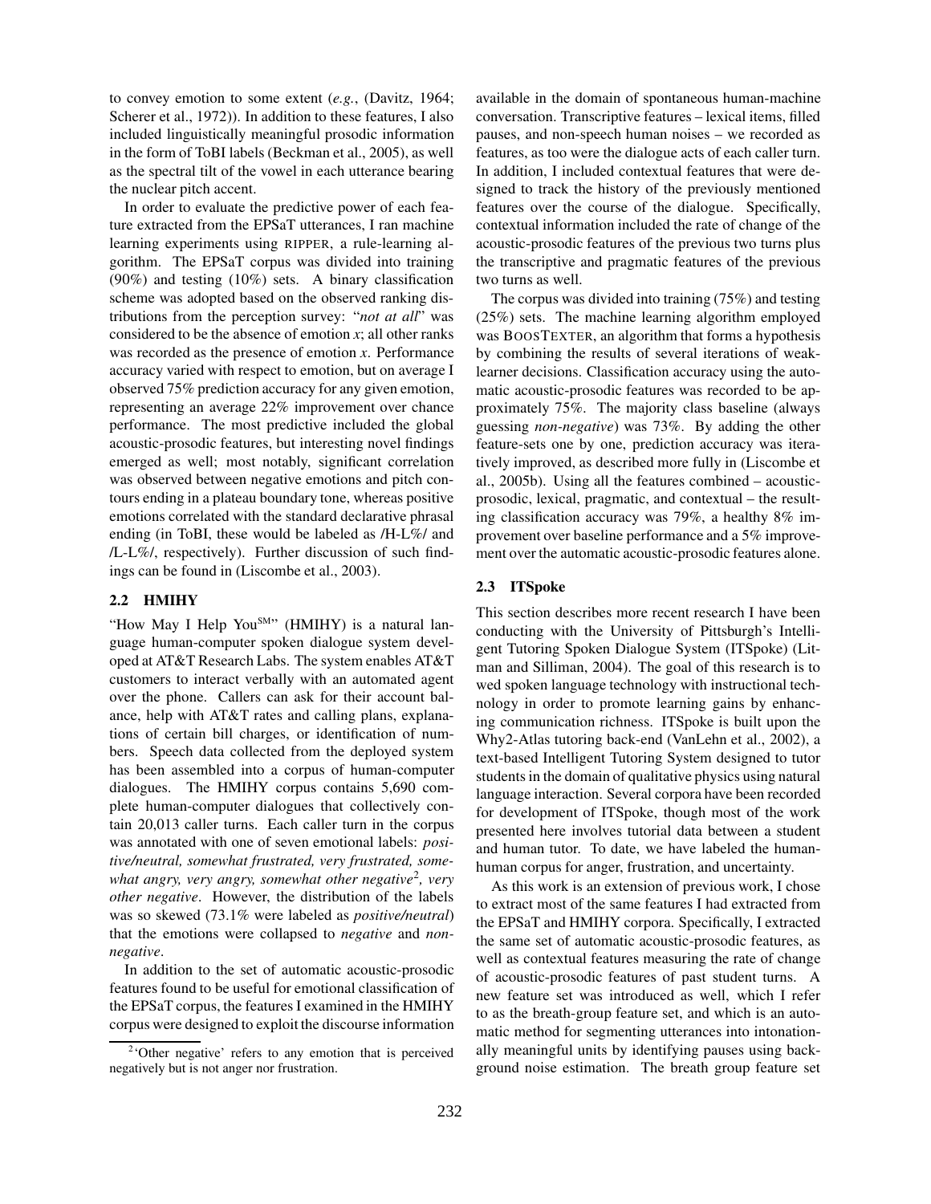to convey emotion to some extent (*e.g.*, (Davitz, 1964; Scherer et al., 1972)). In addition to these features, I also included linguistically meaningful prosodic information in the form of ToBI labels (Beckman et al., 2005), as well as the spectral tilt of the vowel in each utterance bearing the nuclear pitch accent.

In order to evaluate the predictive power of each feature extracted from the EPSaT utterances, I ran machine learning experiments using RIPPER, a rule-learning algorithm. The EPSaT corpus was divided into training (90%) and testing (10%) sets. A binary classification scheme was adopted based on the observed ranking distributions from the perception survey: "*not at all*" was considered to be the absence of emotion *x*; all other ranks was recorded as the presence of emotion *x*. Performance accuracy varied with respect to emotion, but on average I observed 75% prediction accuracy for any given emotion, representing an average 22% improvement over chance performance. The most predictive included the global acoustic-prosodic features, but interesting novel findings emerged as well; most notably, significant correlation was observed between negative emotions and pitch contours ending in a plateau boundary tone, whereas positive emotions correlated with the standard declarative phrasal ending (in ToBI, these would be labeled as /H-L%/ and /L-L%/, respectively). Further discussion of such findings can be found in (Liscombe et al., 2003).

## 2.2 HMIHY

"How May I Help You[SM]" (HMIHY) is a natural language human-computer spoken dialogue system developed at AT&T Research Labs. The system enables AT&T customers to interact verbally with an automated agent over the phone. Callers can ask for their account balance, help with AT&T rates and calling plans, explanations of certain bill charges, or identification of numbers. Speech data collected from the deployed system has been assembled into a corpus of human-computer dialogues. The HMIHY corpus contains 5,690 complete human-computer dialogues that collectively contain 20,013 caller turns. Each caller turn in the corpus was annotated with one of seven emotional labels: *positive/neutral, somewhat frustrated, very frustrated, somewhat angry, very angry, somewhat other negative*[2], *very other negative*. However, the distribution of the labels was so skewed (73.1% were labeled as *positive/neutral*) that the emotions were collapsed to *negative* and *non-negative*.

In addition to the set of automatic acoustic-prosodic features found to be useful for emotional classification of the EPSaT corpus, the features I examined in the HMIHY corpus were designed to exploit the discourse information available in the domain of spontaneous human-machine conversation. Transcriptive features – lexical items, filled pauses, and non-speech human noises – we recorded as features, as too were the dialogue acts of each caller turn. In addition, I included contextual features that were designed to track the history of the previously mentioned features over the course of the dialogue. Specifically, contextual information included the rate of change of the acoustic-prosodic features of the previous two turns plus the transcriptive and pragmatic features of the previous two turns as well.

The corpus was divided into training (75%) and testing (25%) sets. The machine learning algorithm employed was BOOSTEXTER, an algorithm that forms a hypothesis by combining the results of several iterations of weak-learner decisions. Classification accuracy using the automatic acoustic-prosodic features was recorded to be approximately 75%. The majority class baseline (always guessing *non-negative*) was 73%. By adding the other feature-sets one by one, prediction accuracy was iteratively improved, as described more fully in (Liscombe et al., 2005b). Using all the features combined – acoustic-prosodic, lexical, pragmatic, and contextual – the resulting classification accuracy was 79%, a healthy 8% improvement over baseline performance and a 5% improvement over the automatic acoustic-prosodic features alone.

## 2.3 ITSpoke

This section describes more recent research I have been conducting with the University of Pittsburgh's Intelligent Tutoring Spoken Dialogue System (ITSpoke) (Litman and Silliman, 2004). The goal of this research is to wed spoken language technology with instructional technology in order to promote learning gains by enhancing communication richness. ITSpoke is built upon the Why2-Atlas tutoring back-end (VanLehn et al., 2002), a text-based Intelligent Tutoring System designed to tutor students in the domain of qualitative physics using natural language interaction. Several corpora have been recorded for development of ITSpoke, though most of the work presented here involves tutorial data between a student and human tutor. To date, we have labeled the human-human corpus for anger, frustration, and uncertainty.

As this work is an extension of previous work, I chose to extract most of the same features I had extracted from the EPSaT and HMIHY corpora. Specifically, I extracted the same set of automatic acoustic-prosodic features, as well as contextual features measuring the rate of change of acoustic-prosodic features of past student turns. A new feature set was introduced as well, which I refer to as the breath-group feature set, and which is an automatic method for segmenting utterances into intonationally meaningful units by identifying pauses using background noise estimation. The breath group feature set

[2] 'Other negative' refers to any emotion that is perceived negatively but is not anger nor frustration.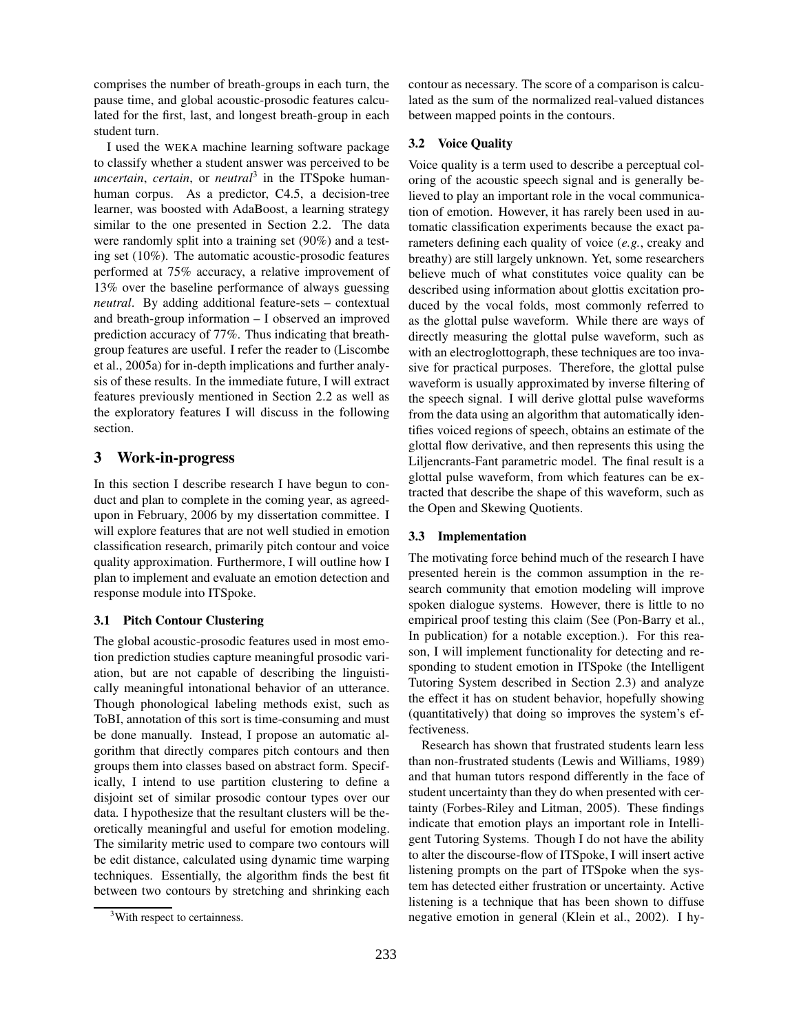comprises the number of breath-groups in each turn, the pause time, and global acoustic-prosodic features calculated for the first, last, and longest breath-group in each student turn.

I used the WEKA machine learning software package to classify whether a student answer was perceived to be *uncertain*, *certain*, or *neutral*[3] in the ITSpoke human-human corpus. As a predictor, C4.5, a decision-tree learner, was boosted with AdaBoost, a learning strategy similar to the one presented in Section 2.2. The data were randomly split into a training set (90%) and a testing set (10%). The automatic acoustic-prosodic features performed at 75% accuracy, a relative improvement of 13% over the baseline performance of always guessing *neutral*. By adding additional feature-sets – contextual and breath-group information – I observed an improved prediction accuracy of 77%. Thus indicating that breath-group features are useful. I refer the reader to (Liscombe et al., 2005a) for in-depth implications and further analysis of these results. In the immediate future, I will extract features previously mentioned in Section 2.2 as well as the exploratory features I will discuss in the following section.

## 3 Work-in-progress

In this section I describe research I have begun to conduct and plan to complete in the coming year, as agreed-upon in February, 2006 by my dissertation committee. I will explore features that are not well studied in emotion classification research, primarily pitch contour and voice quality approximation. Furthermore, I will outline how I plan to implement and evaluate an emotion detection and response module into ITSpoke.

### 3.1 Pitch Contour Clustering

The global acoustic-prosodic features used in most emotion prediction studies capture meaningful prosodic variation, but are not capable of describing the linguistically meaningful intonational behavior of an utterance. Though phonological labeling methods exist, such as ToBI, annotation of this sort is time-consuming and must be done manually. Instead, I propose an automatic algorithm that directly compares pitch contours and then groups them into classes based on abstract form. Specifically, I intend to use partition clustering to define a disjoint set of similar prosodic contour types over our data. I hypothesize that the resultant clusters will be theoretically meaningful and useful for emotion modeling. The similarity metric used to compare two contours will be edit distance, calculated using dynamic time warping techniques. Essentially, the algorithm finds the best fit between two contours by stretching and shrinking each contour as necessary. The score of a comparison is calculated as the sum of the normalized real-valued distances between mapped points in the contours.

### 3.2 Voice Quality

Voice quality is a term used to describe a perceptual coloring of the acoustic speech signal and is generally believed to play an important role in the vocal communication of emotion. However, it has rarely been used in automatic classification experiments because the exact parameters defining each quality of voice (*e.g.*, creaky and breathy) are still largely unknown. Yet, some researchers believe much of what constitutes voice quality can be described using information about glottis excitation produced by the vocal folds, most commonly referred to as the glottal pulse waveform. While there are ways of directly measuring the glottal pulse waveform, such as with an electroglottograph, these techniques are too invasive for practical purposes. Therefore, the glottal pulse waveform is usually approximated by inverse filtering of the speech signal. I will derive glottal pulse waveforms from the data using an algorithm that automatically identifies voiced regions of speech, obtains an estimate of the glottal flow derivative, and then represents this using the Liljencrants-Fant parametric model. The final result is a glottal pulse waveform, from which features can be extracted that describe the shape of this waveform, such as the Open and Skewing Quotients.

### 3.3 Implementation

The motivating force behind much of the research I have presented herein is the common assumption in the research community that emotion modeling will improve spoken dialogue systems. However, there is little to no empirical proof testing this claim (See (Pon-Barry et al., In publication) for a notable exception.). For this reason, I will implement functionality for detecting and responding to student emotion in ITSpoke (the Intelligent Tutoring System described in Section 2.3) and analyze the effect it has on student behavior, hopefully showing (quantitatively) that doing so improves the system's effectiveness.

Research has shown that frustrated students learn less than non-frustrated students (Lewis and Williams, 1989) and that human tutors respond differently in the face of student uncertainty than they do when presented with certainty (Forbes-Riley and Litman, 2005). These findings indicate that emotion plays an important role in Intelligent Tutoring Systems. Though I do not have the ability to alter the discourse-flow of ITSpoke, I will insert active listening prompts on the part of ITSpoke when the system has detected either frustration or uncertainty. Active listening is a technique that has been shown to diffuse negative emotion in general (Klein et al., 2002). I hy-

[3] With respect to certainness.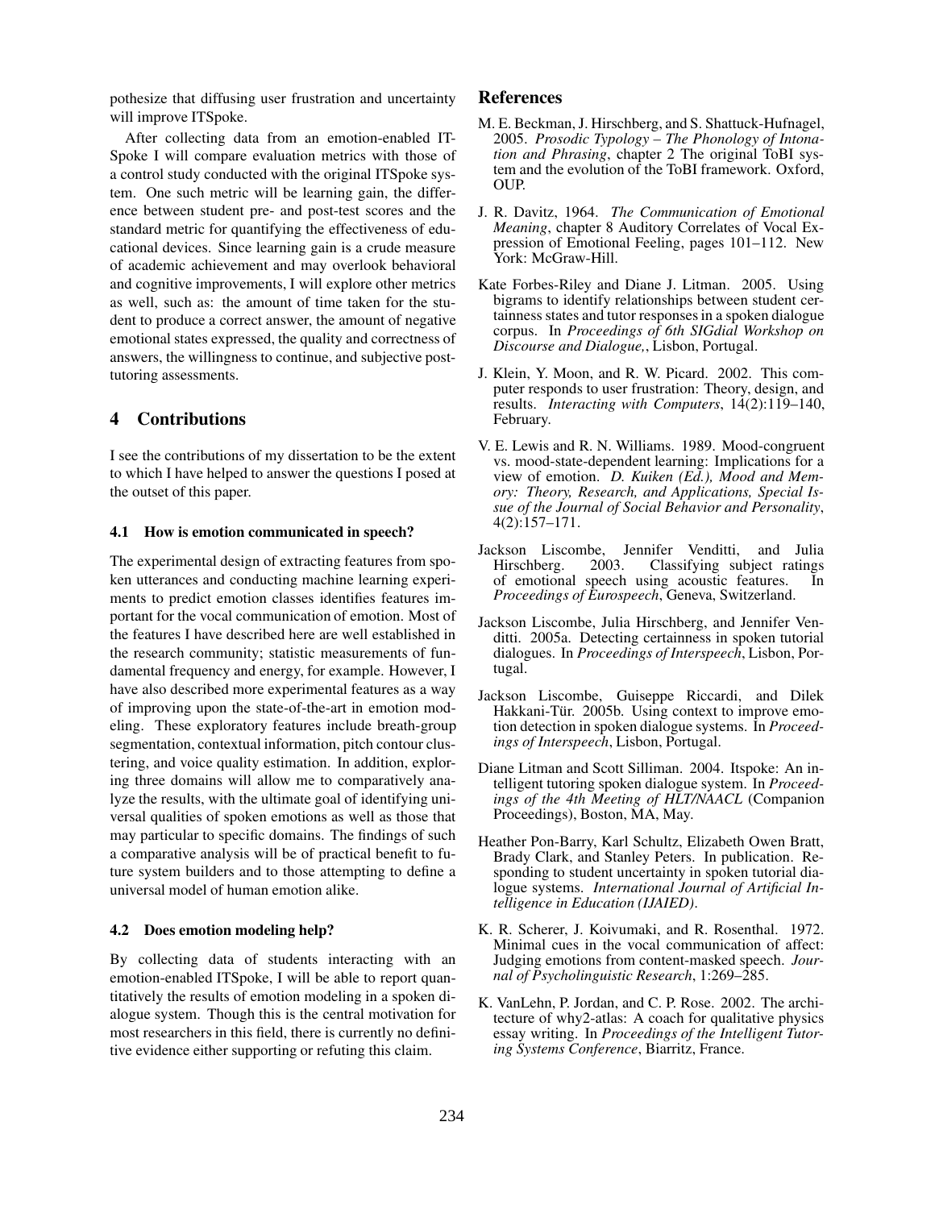pothesize that diffusing user frustration and uncertainty will improve ITSpoke.

After collecting data from an emotion-enabled ITSpoke I will compare evaluation metrics with those of a control study conducted with the original ITSpoke system. One such metric will be learning gain, the difference between student pre- and post-test scores and the standard metric for quantifying the effectiveness of educational devices. Since learning gain is a crude measure of academic achievement and may overlook behavioral and cognitive improvements, I will explore other metrics as well, such as: the amount of time taken for the student to produce a correct answer, the amount of negative emotional states expressed, the quality and correctness of answers, the willingness to continue, and subjective post-tutoring assessments.

## 4 Contributions

I see the contributions of my dissertation to be the extent to which I have helped to answer the questions I posed at the outset of this paper.

### 4.1 How is emotion communicated in speech?

The experimental design of extracting features from spoken utterances and conducting machine learning experiments to predict emotion classes identifies features important for the vocal communication of emotion. Most of the features I have described here are well established in the research community; statistic measurements of fundamental frequency and energy, for example. However, I have also described more experimental features as a way of improving upon the state-of-the-art in emotion modeling. These exploratory features include breath-group segmentation, contextual information, pitch contour clustering, and voice quality estimation. In addition, exploring three domains will allow me to comparatively analyze the results, with the ultimate goal of identifying universal qualities of spoken emotions as well as those that may particular to specific domains. The findings of such a comparative analysis will be of practical benefit to future system builders and to those attempting to define a universal model of human emotion alike.

### 4.2 Does emotion modeling help?

By collecting data of students interacting with an emotion-enabled ITSpoke, I will be able to report quantitatively the results of emotion modeling in a spoken dialogue system. Though this is the central motivation for most researchers in this field, there is currently no definitive evidence either supporting or refuting this claim.

## References

M. E. Beckman, J. Hirschberg, and S. Shattuck-Hufnagel, 2005. *Prosodic Typology – The Phonology of Intonation and Phrasing*, chapter 2 The original ToBI system and the evolution of the ToBI framework. Oxford, OUP.

J. R. Davitz, 1964. *The Communication of Emotional Meaning*, chapter 8 Auditory Correlates of Vocal Expression of Emotional Feeling, pages 101–112. New York: McGraw-Hill.

Kate Forbes-Riley and Diane J. Litman. 2005. Using bigrams to identify relationships between student certainness states and tutor responses in a spoken dialogue corpus. In *Proceedings of 6th SIGdial Workshop on Discourse and Dialogue,*, Lisbon, Portugal.

J. Klein, Y. Moon, and R. W. Picard. 2002. This computer responds to user frustration: Theory, design, and results. *Interacting with Computers*, 14(2):119–140, February.

V. E. Lewis and R. N. Williams. 1989. Mood-congruent vs. mood-state-dependent learning: Implications for a view of emotion. *D. Kuiken (Ed.), Mood and Memory: Theory, Research, and Applications, Special Issue of the Journal of Social Behavior and Personality*, 4(2):157–171.

Jackson Liscombe, Jennifer Venditti, and Julia Hirschberg. 2003. Classifying subject ratings of emotional speech using acoustic features. In *Proceedings of Eurospeech*, Geneva, Switzerland.

Jackson Liscombe, Julia Hirschberg, and Jennifer Venditti. 2005a. Detecting certainness in spoken tutorial dialogues. In *Proceedings of Interspeech*, Lisbon, Portugal.

Jackson Liscombe, Guiseppe Riccardi, and Dilek Hakkani-Tür. 2005b. Using context to improve emotion detection in spoken dialogue systems. In *Proceedings of Interspeech*, Lisbon, Portugal.

Diane Litman and Scott Silliman. 2004. Itspoke: An intelligent tutoring spoken dialogue system. In *Proceedings of the 4th Meeting of HLT/NAACL* (Companion Proceedings), Boston, MA, May.

Heather Pon-Barry, Karl Schultz, Elizabeth Owen Bratt, Brady Clark, and Stanley Peters. In publication. Responding to student uncertainty in spoken tutorial dialogue systems. *International Journal of Artificial Intelligence in Education (IJAIED)*.

K. R. Scherer, J. Koivumaki, and R. Rosenthal. 1972. Minimal cues in the vocal communication of affect: Judging emotions from content-masked speech. *Journal of Psycholinguistic Research*, 1:269–285.

K. VanLehn, P. Jordan, and C. P. Rose. 2002. The architecture of why2-atlas: A coach for qualitative physics essay writing. In *Proceedings of the Intelligent Tutoring Systems Conference*, Biarritz, France.